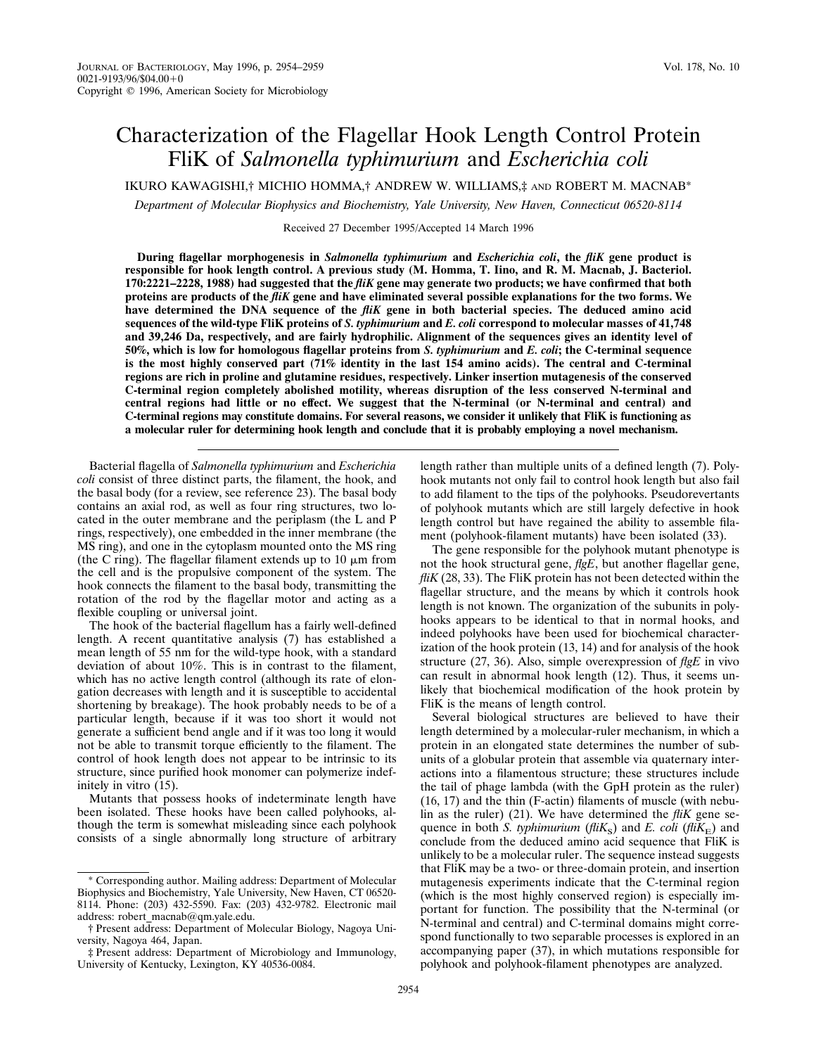# Characterization of the Flagellar Hook Length Control Protein FliK of *Salmonella typhimurium* and *Escherichia coli*

IKURO KAWAGISHI,† MICHIO HOMMA,† ANDREW W. WILLIAMS,‡ AND ROBERT M. MACNAB*

*Department of Molecular Biophysics and Biochemistry, Yale University, New Haven, Connecticut 06520-8114*

Received 27 December 1995/Accepted 14 March 1996

**During flagellar morphogenesis in *Salmonella typhimurium* and *Escherichia coli*, the *fliK* gene product is responsible for hook length control. A previous study (M. Homma, T. Iino, and R. M. Macnab, J. Bacteriol. 170:2221–2228, 1988) had suggested that the *fliK* gene may generate two products; we have confirmed that both proteins are products of the *fliK* gene and have eliminated several possible explanations for the two forms. We have determined the DNA sequence of the *fliK* gene in both bacterial species. The deduced amino acid sequences of the wild-type FliK proteins of *S. typhimurium* and *E. coli* correspond to molecular masses of 41,748 and 39,246 Da, respectively, and are fairly hydrophilic. Alignment of the sequences gives an identity level of 50%, which is low for homologous flagellar proteins from *S. typhimurium* and *E. coli*; the C-terminal sequence is the most highly conserved part (71% identity in the last 154 amino acids). The central and C-terminal regions are rich in proline and glutamine residues, respectively. Linker insertion mutagenesis of the conserved C-terminal region completely abolished motility, whereas disruption of the less conserved N-terminal and central regions had little or no effect. We suggest that the N-terminal (or N-terminal and central) and C-terminal regions may constitute domains. For several reasons, we consider it unlikely that FliK is functioning as a molecular ruler for determining hook length and conclude that it is probably employing a novel mechanism.**

Bacterial flagella of *Salmonella typhimurium* and *Escherichia coli* consist of three distinct parts, the filament, the hook, and the basal body (for a review, see reference 23). The basal body contains an axial rod, as well as four ring structures, two located in the outer membrane and the periplasm (the L and P rings, respectively), one embedded in the inner membrane (the MS ring), and one in the cytoplasm mounted onto the MS ring (the C ring). The flagellar filament extends up to 10 μm from the cell and is the propulsive component of the system. The hook connects the filament to the basal body, transmitting the rotation of the rod by the flagellar motor and acting as a flexible coupling or universal joint.

The hook of the bacterial flagellum has a fairly well-defined length. A recent quantitative analysis (7) has established a mean length of 55 nm for the wild-type hook, with a standard deviation of about 10%. This is in contrast to the filament, which has no active length control (although its rate of elongation decreases with length and it is susceptible to accidental shortening by breakage). The hook probably needs to be of a particular length, because if it was too short it would not generate a sufficient bend angle and if it was too long it would not be able to transmit torque efficiently to the filament. The control of hook length does not appear to be intrinsic to its structure, since purified hook monomer can polymerize indefinitely in vitro (15).

Mutants that possess hooks of indeterminate length have been isolated. These hooks have been called polyhooks, although the term is somewhat misleading since each polyhook consists of a single abnormally long structure of arbitrary length rather than multiple units of a defined length (7). Polyhook mutants not only fail to control hook length but also fail to add filament to the tips of the polyhooks. Pseudorevertants of polyhook mutants which are still largely defective in hook length control but have regained the ability to assemble filament (polyhook-filament mutants) have been isolated (33).

The gene responsible for the polyhook mutant phenotype is not the hook structural gene, *flgE*, but another flagellar gene, *fliK* (28, 33). The FliK protein has not been detected within the flagellar structure, and the means by which it controls hook length is not known. The organization of the subunits in polyhooks appears to be identical to that in normal hooks, and indeed polyhooks have been used for biochemical characterization of the hook protein (13, 14) and for analysis of the hook structure (27, 36). Also, simple overexpression of *flgE* in vivo can result in abnormal hook length (12). Thus, it seems unlikely that biochemical modification of the hook protein by FliK is the means of length control.

Several biological structures are believed to have their length determined by a molecular-ruler mechanism, in which a protein in an elongated state determines the number of subunits of a globular protein that assemble via quaternary interactions into a filamentous structure; these structures include the tail of phage lambda (with the GpH protein as the ruler) (16, 17) and the thin (F-actin) filaments of muscle (with nebulin as the ruler) (21). We have determined the *fliK* gene sequence in both *S. typhimurium* (*fliK*$_S$) and *E. coli* (*fliK*$_E$) and conclude from the deduced amino acid sequence that FliK is unlikely to be a molecular ruler. The sequence instead suggests that FliK may be a two- or three-domain protein, and insertion mutagenesis experiments indicate that the C-terminal region (which is the most highly conserved region) is especially important for function. The possibility that the N-terminal (or N-terminal and central) and C-terminal domains might correspond functionally to two separable processes is explored in an accompanying paper (37), in which mutations responsible for polyhook and polyhook-filament phenotypes are analyzed.

---

\* Corresponding author. Mailing address: Department of Molecular Biophysics and Biochemistry, Yale University, New Haven, CT 06520-8114. Phone: (203) 432-5590. Fax: (203) 432-9782. Electronic mail address: robert_macnab@qm.yale.edu.

† Present address: Department of Molecular Biology, Nagoya University, Nagoya 464, Japan.

‡ Present address: Department of Microbiology and Immunology, University of Kentucky, Lexington, KY 40536-0084.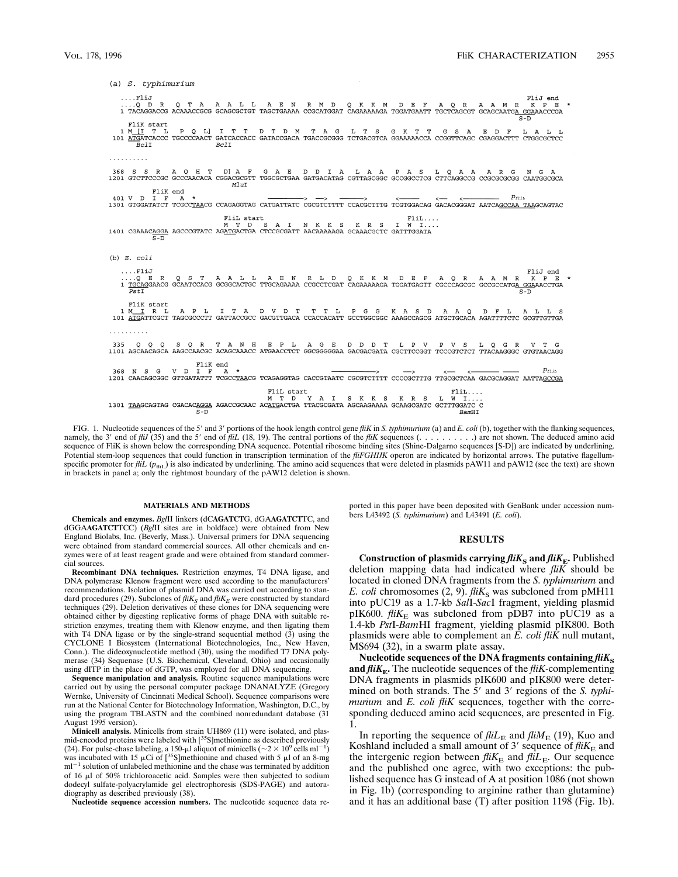```
(a) S. typhimurium

 ....FliJ                                                                                              FliJ end
 ....Q  D  R   Q  T  A   A  A  L  L   A  E  N   R  M  D   Q  K  K  M   D  E  F   A  Q  R   A  A  M  R   K  P  E  *
 1 TACAGGACCG ACAAACCGCG GCAGCGCTGT TAGCTGAAAA CCGCATGGAT CAGAAAAAGA TGGATGAATT TGCTCAGCGT GCAGCAATGA GGAAACCCGA
                                                                                                  S-D
   FliK start
 1 M [I  T  L   P  Q  L]  I  T  T   D  T  D  M   T  A  G   L  T  S   G  K  T  T   G  S  A   E  D  F   L  A  L  L
 101 ATGATCACCC TGCCCCAACT GATCACCACC GATACCGACA TGACCGCGGG TCTGACGTCA GGAAAAACCA CCGGTTCAGC CGAGGACTTT CTGGCGCTCC
      BclI                 BclI
..........

 368  S  S  R   A  Q  H  T   D] A  F   G  A  E   D  D  I  A   L  A  A   P  A  S   L  Q  A  A   A  R  G   N  G  A
 1201 GTCTTCCCGC GCCCAACACA CGGACGCGTT TGGCGCTGAA GATGACATAG CGTTAGCGGC GCCGGCCTCG CTTCAGGCCG CCGCGCGCGG CAATGGCGCA
                                  MluI
        FliK end
 401 V  D  I  F   A  *                ------->  -->    ------>      <------    <---  <---------          PfliL
 1301 GTGGATATCT TCGCCTAACG CCAGAGGTAG CATGATTATC CGCGTCTTTT CCACGCTTTG TCGTGGACAG GACACGGGAT AATCAGCCAA TAAGCAGTAC

                                    FliL start                          FliL....
                                    M  T  D   S  A  I   N  K  K  S   K  R  S   I  W  I....
 1401 CGAAACAGGA AGCCCGTATC AGATGACTGA CTCCGCGATT AACAAAAAGA GCAAACGCTC GATTTGGATA
            S-D

(b) E. coli

 ....FliJ                                                                                              FliJ end
 ....Q  E  R   Q  S  T   A  A  L  L   A  E  N   R  L  D   Q  K  K  M   D  E  F   A  Q  R   A  A  M  R   K  P  E  *
 1 TGCAGGAACG GCAATCCACG GCGGCACTGC TTGCAGAAAA CCGCCTCGAT CAGAAAAAGA TGGATGAGTT CGCCCAGCGC GCCGCCATGA GGAAACCTGA
   PstI                                                                                           S-D
   FliK start
 1 M  I  R  L   A  P  L   I  T  A   D  V  D  T   T  T  L   P  G  G   K  A  S  D   A  A  Q   D  F  L   A  L  L  S
 101 ATGATTCGCT TAGCGCCCTT GATTACCGCC GACGTTGACA CCACCACATT GCCTGGCGGC AAAGCCAGCG ATGCTGCACA AGATTTTCTC GCGTTGTTGA
..........

 335  Q  Q  Q   S  Q  R   T  A  N  H   E  P  L   A  G  E   D  D  D  T   L  P  V   P  V  S   L  Q  G  R   V  T  G
 1101 AGCAACAGCA AAGCCAACGC ACAGCAAACC ATGAACCTCT GGCGGGGGAA GACGACGATA CGCTTCCGGT TCCCGTCTCT TTACAAGGGC GTGTAACAGG

            FliK end
 368  N  S  G   V  D  I  F   A  *                    ----------->    -->      <--   <-------  ----      PfliL
 1201 CAACAGCGGC GTTGATATTT TCGCCTAACG TCAGAGGTAG CACCGTAATC CGCGTCTTTT CCCCGCTTTG TTGCGCTCAA GACGCAGGAT AATTAGCCGA

                                    FliL start                          FliL....
                                    M  T  D   Y  A  I   S  K  K  S   K  R  S   L  W  I....
 1301 TAAGCAGTAG CGACACAGGA AGACCGCAAC ACATGACTGA TTACGCGATA AGCAAGAAAA GCAAGCGATC GCTTTGGATC C
                      S-D                                                                  BamHI
```

FIG. 1. Nucleotide sequences of the 5′ and 3′ portions of the hook length control gene *fliK* in *S. typhimurium* (a) and *E. coli* (b), together with the flanking sequences, namely, the 3′ end of *fliJ* (35) and the 5′ end of *fliL* (18, 19). The central portions of the *fliK* sequences (. . . . . . . . . .) are not shown. The deduced amino acid sequence of FliK is shown below the corresponding DNA sequence. Potential ribosome binding sites (Shine-Dalgarno sequences [S-D]) are indicated by underlining. Potential stem-loop sequences that could function in transcription termination of the *fliFGHIJK* operon are indicated by horizontal arrows. The putative flagellum-specific promoter for *fliL* ($p_{fliL}$) is also indicated by underlining. The amino acid sequences that were deleted in plasmids pAW11 and pAW12 (see the text) are shown in brackets in panel a; only the rightmost boundary of the pAW12 deletion is shown.

## MATERIALS AND METHODS

**Chemicals and enzymes.** *Bgl*II linkers (dC**AGATCT**G, dGA**AGATCT**TC, and dGGA**AGATCT**TCC) (*Bgl*II sites are in boldface) were obtained from New England Biolabs, Inc. (Beverly, Mass.). Universal primers for DNA sequencing were obtained from standard commercial sources. All other chemicals and enzymes were of at least reagent grade and were obtained from standard commercial sources.

**Recombinant DNA techniques.** Restriction enzymes, T4 DNA ligase, and DNA polymerase Klenow fragment were used according to the manufacturers' recommendations. Isolation of plasmid DNA was carried out according to standard procedures (29). Subclones of $fliK_S$ and $fliK_E$ were constructed by standard techniques (29). Deletion derivatives of these clones for DNA sequencing were obtained either by digesting replicative forms of phage DNA with suitable restriction enzymes, treating them with Klenow enzyme, and then ligating them with T4 DNA ligase or by the single-strand sequential method (3) using the CYCLONE I Biosystem (International Biotechnologies, Inc., New Haven, Conn.). The dideoxynucleotide method (30), with the modified T7 DNA polymerase (34) Sequenase (U.S. Biochemical, Cleveland, Ohio) and occasionally using dITP in the place of dGTP, was employed for all DNA sequencing.

**Sequence manipulation and analysis.** Routine sequence manipulations were carried out by using the personal computer package DNANALYZE (Gregory Wernke, University of Cincinnati Medical School). Sequence comparisons were run at the National Center for Biotechnology Information, Washington, D.C., by using the program TBLASTN and the combined nonredundant database (31 August 1995 version).

**Minicell analysis.** Minicells from strain UH869 (11) were isolated, and plasmid-encoded proteins were labeled with [$^{35}$S]methionine as described previously (24). For pulse-chase labeling, a 150-μl aliquot of minicells (~$2 \times 10^9$ cells ml$^{-1}$) was incubated with 15 μCi of [$^{35}$S]methionine and chased with 5 μl of an 8-mg ml$^{-1}$ solution of unlabeled methionine and the chase was terminated by addition of 16 μl of 50% trichloroacetic acid. Samples were then subjected to sodium dodecyl sulfate-polyacrylamide gel electrophoresis (SDS-PAGE) and autoradiography as described previously (38).

**Nucleotide sequence accession numbers.** The nucleotide sequence data reported in this paper have been deposited with GenBank under accession numbers L43492 (*S. typhimurium*) and L43491 (*E. coli*).

## RESULTS

**Construction of plasmids carrying $fliK_S$ and $fliK_E$.** Published deletion mapping data had indicated where *fliK* should be located in cloned DNA fragments from the *S. typhimurium* and *E. coli* chromosomes (2, 9). $fliK_S$ was subcloned from pMH11 into pUC19 as a 1.7-kb *Sal*I-*Sac*I fragment, yielding plasmid pIK600. $fliK_E$ was subcloned from pDB7 into pUC19 as a 1.4-kb *Pst*I-*Bam*HI fragment, yielding plasmid pIK800. Both plasmids were able to complement an *E. coli fliK* null mutant, MS694 (32), in a swarm plate assay.

**Nucleotide sequences of the DNA fragments containing $fliK_S$ and $fliK_E$.** The nucleotide sequences of the *fliK*-complementing DNA fragments in plasmids pIK600 and pIK800 were determined on both strands. The 5′ and 3′ regions of the *S. typhimurium* and *E. coli fliK* sequences, together with the corresponding deduced amino acid sequences, are presented in Fig. 1.

In reporting the sequence of $fliL_E$ and $fliM_E$ (19), Kuo and Koshland included a small amount of 3′ sequence of $fliK_E$ and the intergenic region between $fliK_E$ and $fliL_E$. Our sequence and the published one agree, with two exceptions: the published sequence has G instead of A at position 1086 (not shown in Fig. 1b) (corresponding to arginine rather than glutamine) and it has an additional base (T) after position 1198 (Fig. 1b).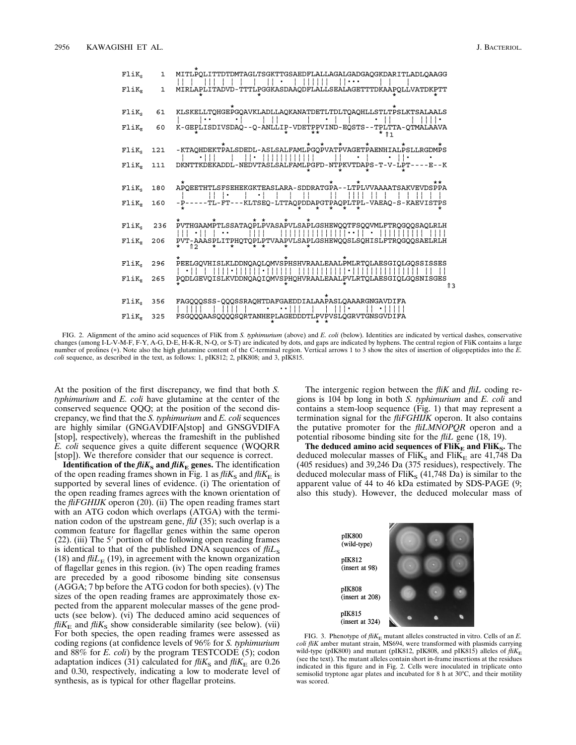```
FliK_S    1   MITLPQLITTDTDMTAGLTSGKTTGSAEDFLALLAGALGADGAQGKDARITLADLQAAGG
FliK_E    1   MIRLAPLITADVD-TTTLPGGKASDAAQDFLALLSEALAGETTTDKAAPQLLVATDKPTT

FliK_S   61   KLSKELLTQHGEPGQAVKLADLLAQKANATDETLTDLTQAQHLLSTLTPSLKTSALAALS
FliK_E   60   K-GEPLISDIVSDAQ--Q-ANLLIP-VDETPPVIND-EQSTS--TPLTTA-QTMALAAVA
                                                            ⇑1

FliK_S  121   -KTAQHDEKTPALSDEDL-ASLSALFAMLPGQPVATPVAGETPAENHIALPSLLRGDMPS
FliK_E  111   DKNTTKDEKADDL-NEDVTASLSALFAMLPGFD-NTPKVTDAPS-T-V-LPT----E--K

FliK_S  180   APQEETHTLSFSEHEKGKTEASLARA-SDDRATGPA--LTPLVVAAAATSAKVEVDSPPA
FliK_E  160   -P-----TL-FT---KLTSEQ-LTTAQPDDAPGTPAQPLTPL-VAEAQ-S-KAEVISTPS

FliK_S  236   PVTHGAAMPTLSSATAQPLPVASAPVLSAPLGSHEWQQTFSQQVMLFTRQGQQSAQLRLH
FliK_E  206   PVT-AAASPLITPHQTQPLPTVAAPVLSAPLGSHEWQQSLSQHISLFTRQGQQSAELRLH
                 ⇑2

FliK_S  296   PEELGQVHISLKLDDNQAQLQMVSPHSHVRAALEAALPMLRTQLAESGIQLGQSSISSES
FliK_E  265   PQDLGEVQISLKVDDNQAQIQMVSPHQHVRAALEAALPVLRTQLAESGIQLGQSNISGES
                                                                         ⇑3

FliK_S  356   FAGQQQSSS-QQQSSRAQHTDAFGAEDDIALAAPASLQAAARGNGAVDIFA
FliK_E  325   FSGQQQAASQQQQSQRTANHEPLAGEDDDTLPVPVSLQGRVTGNSGVDIFA
```

FIG. 2. Alignment of the amino acid sequences of FliK from *S. typhimurium* (above) and *E. coli* (below). Identities are indicated by vertical dashes, conservative changes (among I-L-V-M-F, F-Y, A-G, D-E, H-K-R, N-Q, or S-T) are indicated by dots, and gaps are indicated by hyphens. The central region of FliK contains a large number of prolines (*). Note also the high glutamine content of the C-terminal region. Vertical arrows 1 to 3 show the sites of insertion of oligopeptides into the *E. coli* sequence, as described in the text, as follows: 1, pIK812; 2, pIK808; and 3, pIK815.

At the position of the first discrepancy, we find that both *S. typhimurium* and *E. coli* have glutamine at the center of the conserved sequence QQQ; at the position of the second discrepancy, we find that the *S. typhimurium* and *E. coli* sequences are highly similar (GNGAVDIFA[stop] and GNSGVDIFA [stop], respectively), whereas the frameshift in the published *E. coli* sequence gives a quite different sequence (WQQRR [stop]). We therefore consider that our sequence is correct.

**Identification of the *fliK*$_S$ and *fliK*$_E$ genes.** The identification of the open reading frames shown in Fig. 1 as *fliK*$_S$ and *fliK*$_E$ is supported by several lines of evidence. (i) The orientation of the open reading frames agrees with the known orientation of the *fliFGHIJK* operon (20). (ii) The open reading frames start with an ATG codon which overlaps (ATGA) with the termination codon of the upstream gene, *fliJ* (35); such overlap is a common feature for flagellar genes within the same operon (22). (iii) The 5′ portion of the following open reading frames is identical to that of the published DNA sequences of *fliL*$_S$ (18) and *fliL*$_E$ (19), in agreement with the known organization of flagellar genes in this region. (iv) The open reading frames are preceded by a good ribosome binding site consensus (AGGA; 7 bp before the ATG codon for both species). (v) The sizes of the open reading frames are approximately those expected from the apparent molecular masses of the gene products (see below). (vi) The deduced amino acid sequences of *fliK*$_E$ and *fliK*$_S$ show considerable similarity (see below). (vii) For both species, the open reading frames were assessed as coding regions (at confidence levels of 96% for *S. typhimurium* and 88% for *E. coli*) by the program TESTCODE (5); codon adaptation indices (31) calculated for *fliK*$_S$ and *fliK*$_E$ are 0.26 and 0.30, respectively, indicating a low to moderate level of synthesis, as is typical for other flagellar proteins.

The intergenic region between the *fliK* and *fliL* coding regions is 104 bp long in both *S. typhimurium* and *E. coli* and contains a stem-loop sequence (Fig. 1) that may represent a termination signal for the *fliFGHIJK* operon. It also contains the putative promoter for the *fliLMNOPQR* operon and a potential ribosome binding site for the *fliL* gene (18, 19).

**The deduced amino acid sequences of FliK$_E$ and FliK$_S$.** The deduced molecular masses of FliK$_S$ and FliK$_E$ are 41,748 Da (405 residues) and 39,246 Da (375 residues), respectively. The deduced molecular mass of FliK$_S$ (41,748 Da) is similar to the apparent value of 44 to 46 kDa estimated by SDS-PAGE (9; also this study). However, the deduced molecular mass of

pIK800 (wild-type)

pIK812 (insert at 98)

pIK808 (insert at 208)

pIK815 (insert at 324)

FIG. 3. Phenotype of *fliK*$_E$ mutant alleles constructed in vitro. Cells of an *E. coli fliK* amber mutant strain, MS694, were transformed with plasmids carrying wild-type (pIK800) and mutant (pIK812, pIK808, and pIK815) alleles of *fliK*$_E$ (see the text). The mutant alleles contain short in-frame insertions at the residues indicated in this figure and in Fig. 2. Cells were inoculated in triplicate onto semisolid tryptone agar plates and incubated for 8 h at 30°C, and their motility was scored.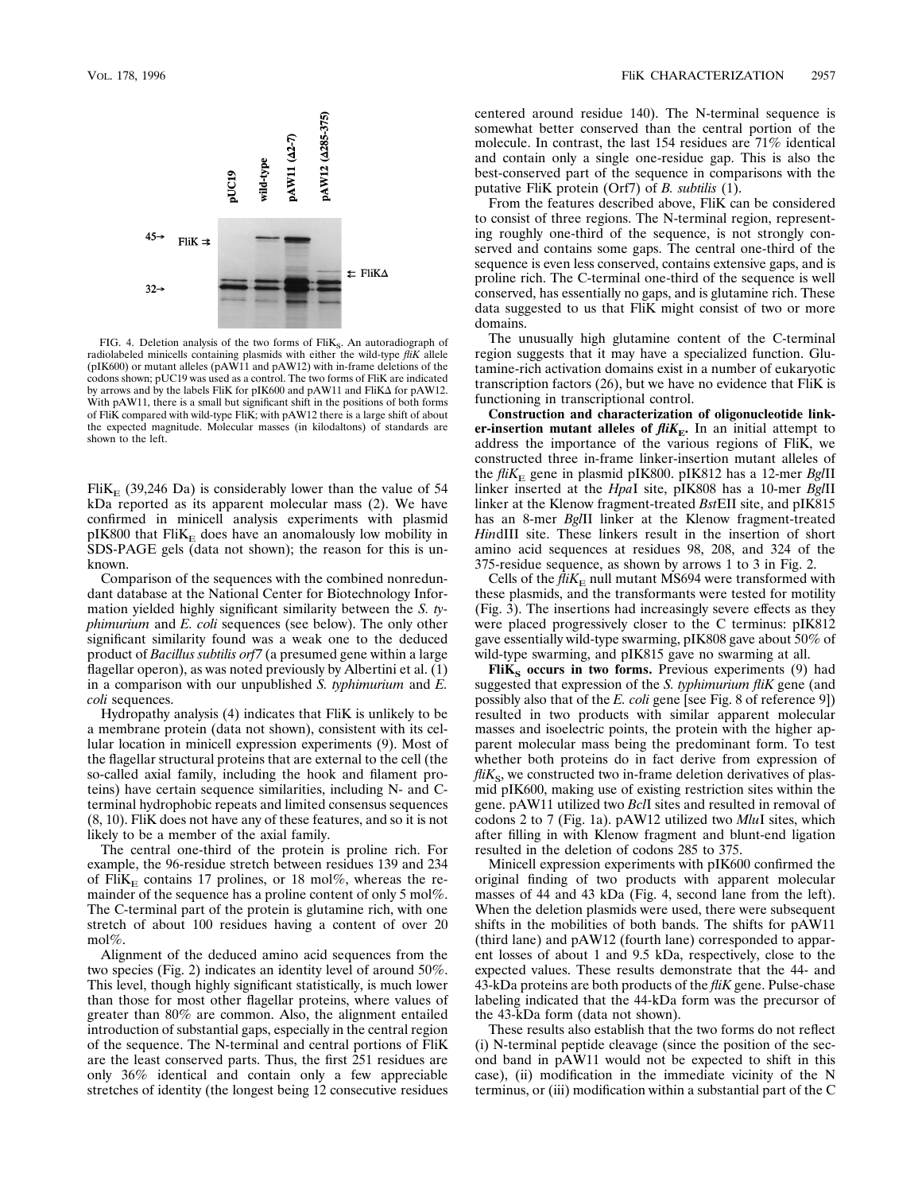FIG. 4. Deletion analysis of the two forms of $FliK_S$. An autoradiograph of radiolabeled minicells containing plasmids with either the wild-type *fliK* allele (pIK600) or mutant alleles (pAW11 and pAW12) with in-frame deletions of the codons shown; pUC19 was used as a control. The two forms of FliK are indicated by arrows and by the labels FliK for pIK600 and pAW11 and FliKΔ for pAW12. With pAW11, there is a small but significant shift in the positions of both forms of FliK compared with wild-type FliK; with pAW12 there is a large shift of about the expected magnitude. Molecular masses (in kilodaltons) of standards are shown to the left.

$FliK_E$ (39,246 Da) is considerably lower than the value of 54 kDa reported as its apparent molecular mass (2). We have confirmed in minicell analysis experiments with plasmid pIK800 that $FliK_E$ does have an anomalously low mobility in SDS-PAGE gels (data not shown); the reason for this is unknown.

Comparison of the sequences with the combined nonredundant database at the National Center for Biotechnology Information yielded highly significant similarity between the *S. typhimurium* and *E. coli* sequences (see below). The only other significant similarity found was a weak one to the deduced product of *Bacillus subtilis orf7* (a presumed gene within a large flagellar operon), as was noted previously by Albertini et al. (1) in a comparison with our unpublished *S. typhimurium* and *E. coli* sequences.

Hydropathy analysis (4) indicates that FliK is unlikely to be a membrane protein (data not shown), consistent with its cellular location in minicell expression experiments (9). Most of the flagellar structural proteins that are external to the cell (the so-called axial family, including the hook and filament proteins) have certain sequence similarities, including N- and C-terminal hydrophobic repeats and limited consensus sequences (8, 10). FliK does not have any of these features, and so it is not likely to be a member of the axial family.

The central one-third of the protein is proline rich. For example, the 96-residue stretch between residues 139 and 234 of $FliK_E$ contains 17 prolines, or 18 mol%, whereas the remainder of the sequence has a proline content of only 5 mol%. The C-terminal part of the protein is glutamine rich, with one stretch of about 100 residues having a content of over 20 mol%.

Alignment of the deduced amino acid sequences from the two species (Fig. 2) indicates an identity level of around 50%. This level, though highly significant statistically, is much lower than those for most other flagellar proteins, where values of greater than 80% are common. Also, the alignment entailed introduction of substantial gaps, especially in the central region of the sequence. The N-terminal and central portions of FliK are the least conserved parts. Thus, the first 251 residues are only 36% identical and contain only a few appreciable stretches of identity (the longest being 12 consecutive residues centered around residue 140). The N-terminal sequence is somewhat better conserved than the central portion of the molecule. In contrast, the last 154 residues are 71% identical and contain only a single one-residue gap. This is also the best-conserved part of the sequence in comparisons with the putative FliK protein (Orf7) of *B. subtilis* (1).

From the features described above, FliK can be considered to consist of three regions. The N-terminal region, representing roughly one-third of the sequence, is not strongly conserved and contains some gaps. The central one-third of the sequence is even less conserved, contains extensive gaps, and is proline rich. The C-terminal one-third of the sequence is well conserved, has essentially no gaps, and is glutamine rich. These data suggested to us that FliK might consist of two or more domains.

The unusually high glutamine content of the C-terminal region suggests that it may have a specialized function. Glutamine-rich activation domains exist in a number of eukaryotic transcription factors (26), but we have no evidence that FliK is functioning in transcriptional control.

**Construction and characterization of oligonucleotide linker-insertion mutant alleles of *fliK*$_E$.** In an initial attempt to address the importance of the various regions of FliK, we constructed three in-frame linker-insertion mutant alleles of the $fliK_E$ gene in plasmid pIK800. pIK812 has a 12-mer *Bgl*II linker inserted at the *Hpa*I site, pIK808 has a 10-mer *Bgl*II linker at the Klenow fragment-treated *Bst*EII site, and pIK815 has an 8-mer *Bgl*II linker at the Klenow fragment-treated *Hin*dIII site. These linkers result in the insertion of short amino acid sequences at residues 98, 208, and 324 of the 375-residue sequence, as shown by arrows 1 to 3 in Fig. 2.

Cells of the $fliK_E$ null mutant MS694 were transformed with these plasmids, and the transformants were tested for motility (Fig. 3). The insertions had increasingly severe effects as they were placed progressively closer to the C terminus: pIK812 gave essentially wild-type swarming, pIK808 gave about 50% of wild-type swarming, and pIK815 gave no swarming at all.

**$FliK_S$ occurs in two forms.** Previous experiments (9) had suggested that expression of the *S. typhimurium fliK* gene (and possibly also that of the *E. coli* gene [see Fig. 8 of reference 9]) resulted in two products with similar apparent molecular masses and isoelectric points, the protein with the higher apparent molecular mass being the predominant form. To test whether both proteins do in fact derive from expression of $fliK_S$, we constructed two in-frame deletion derivatives of plasmid pIK600, making use of existing restriction sites within the gene. pAW11 utilized two *Bcl*I sites and resulted in removal of codons 2 to 7 (Fig. 1a). pAW12 utilized two *Mlu*I sites, which after filling in with Klenow fragment and blunt-end ligation resulted in the deletion of codons 285 to 375.

Minicell expression experiments with pIK600 confirmed the original finding of two products with apparent molecular masses of 44 and 43 kDa (Fig. 4, second lane from the left). When the deletion plasmids were used, there were subsequent shifts in the mobilities of both bands. The shifts for pAW11 (third lane) and pAW12 (fourth lane) corresponded to apparent losses of about 1 and 9.5 kDa, respectively, close to the expected values. These results demonstrate that the 44- and 43-kDa proteins are both products of the *fliK* gene. Pulse-chase labeling indicated that the 44-kDa form was the precursor of the 43-kDa form (data not shown).

These results also establish that the two forms do not reflect (i) N-terminal peptide cleavage (since the position of the second band in pAW11 would not be expected to shift in this case), (ii) modification in the immediate vicinity of the N terminus, or (iii) modification within a substantial part of the C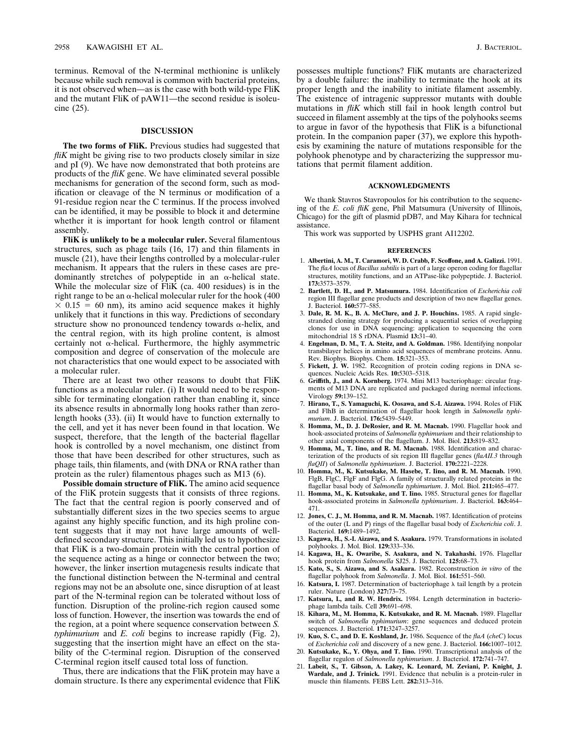terminus. Removal of the N-terminal methionine is unlikely because while such removal is common with bacterial proteins, it is not observed when—as is the case with both wild-type FliK and the mutant FliK of pAW11—the second residue is isoleucine (25).

## DISCUSSION

**The two forms of FliK.** Previous studies had suggested that *fliK* might be giving rise to two products closely similar in size and pI (9). We have now demonstrated that both proteins are products of the *fliK* gene. We have eliminated several possible mechanisms for generation of the second form, such as modification or cleavage of the N terminus or modification of a 91-residue region near the C terminus. If the process involved can be identified, it may be possible to block it and determine whether it is important for hook length control or filament assembly.

**FliK is unlikely to be a molecular ruler.** Several filamentous structures, such as phage tails (16, 17) and thin filaments in muscle (21), have their lengths controlled by a molecular-ruler mechanism. It appears that the rulers in these cases are predominantly stretches of polypeptide in an α-helical state. While the molecular size of FliK (ca. 400 residues) is in the right range to be an α-helical molecular ruler for the hook ($400 \times 0.15 = 60$ nm), its amino acid sequence makes it highly unlikely that it functions in this way. Predictions of secondary structure show no pronounced tendency towards α-helix, and the central region, with its high proline content, is almost certainly not α-helical. Furthermore, the highly asymmetric composition and degree of conservation of the molecule are not characteristics that one would expect to be associated with a molecular ruler.

There are at least two other reasons to doubt that FliK functions as a molecular ruler. (i) It would need to be responsible for terminating elongation rather than enabling it, since its absence results in abnormally long hooks rather than zero-length hooks (33). (ii) It would have to function externally to the cell, and yet it has never been found in that location. We suspect, therefore, that the length of the bacterial flagellar hook is controlled by a novel mechanism, one distinct from those that have been described for other structures, such as phage tails, thin filaments, and (with DNA or RNA rather than protein as the ruler) filamentous phages such as M13 (6).

**Possible domain structure of FliK.** The amino acid sequence of the FliK protein suggests that it consists of three regions. The fact that the central region is poorly conserved and of substantially different sizes in the two species seems to argue against any highly specific function, and its high proline content suggests that it may not have large amounts of well-defined secondary structure. This initially led us to hypothesize that FliK is a two-domain protein with the central portion of the sequence acting as a hinge or connector between the two; however, the linker insertion mutagenesis results indicate that the functional distinction between the N-terminal and central regions may not be an absolute one, since disruption of at least part of the N-terminal region can be tolerated without loss of function. Disruption of the proline-rich region caused some loss of function. However, the insertion was towards the end of the region, at a point where sequence conservation between *S. typhimurium* and *E. coli* begins to increase rapidly (Fig. 2), suggesting that the insertion might have an effect on the stability of the C-terminal region. Disruption of the conserved C-terminal region itself caused total loss of function.

Thus, there are indications that the FliK protein may have a domain structure. Is there any experimental evidence that FliK possesses multiple functions? FliK mutants are characterized by a double failure: the inability to terminate the hook at its proper length and the inability to initiate filament assembly. The existence of intragenic suppressor mutants with double mutations in *fliK* which still fail in hook length control but succeed in filament assembly at the tips of the polyhooks seems to argue in favor of the hypothesis that FliK is a bifunctional protein. In the companion paper (37), we explore this hypothesis by examining the nature of mutations responsible for the polyhook phenotype and by characterizing the suppressor mutations that permit filament addition.

## ACKNOWLEDGMENTS

We thank Stavros Stavropoulos for his contribution to the sequencing of the *E. coli fliK* gene, Phil Matsumura (University of Illinois, Chicago) for the gift of plasmid pDB7, and May Kihara for technical assistance.

This work was supported by USPHS grant AI12202.

## REFERENCES

1. **Albertini, A. M., T. Caramori, W. D. Crabb, F. Scoffone, and A. Galizzi.** 1991. The *flaA* locus of *Bacillus subtilis* is part of a large operon coding for flagellar structures, motility functions, and an ATPase-like polypeptide. J. Bacteriol. **173:**3573–3579.
2. **Bartlett, D. H., and P. Matsumura.** 1984. Identification of *Escherichia coli* region III flagellar gene products and description of two new flagellar genes. J. Bacteriol. **160:**577–585.
3. **Dale, R. M. K., B. A. McClure, and J. P. Houchins.** 1985. A rapid single-stranded cloning strategy for producing a sequential series of overlapping clones for use in DNA sequencing: application to sequencing the corn mitochondrial 18 S rDNA. Plasmid **13:**31–40.
4. **Engelman, D. M., T. A. Steitz, and A. Goldman.** 1986. Identifying nonpolar transbilayer helices in amino acid sequences of membrane proteins. Annu. Rev. Biophys. Biophys. Chem. **15:**321–353.
5. **Fickett, J. W.** 1982. Recognition of protein coding regions in DNA sequences. Nucleic Acids Res. **10:**5303–5318.
6. **Griffith, J., and A. Kornberg.** 1974. Mini M13 bacteriophage: circular fragments of M13 DNA are replicated and packaged during normal infections. Virology **59:**139–152.
7. **Hirano, T., S. Yamaguchi, K. Oosawa, and S.-I. Aizawa.** 1994. Roles of FliK and FlhB in determination of flagellar hook length in *Salmonella typhimurium*. J. Bacteriol. **176:**5439–5449.
8. **Homma, M., D. J. DeRosier, and R. M. Macnab.** 1990. Flagellar hook and hook-associated proteins of *Salmonella typhimurium* and their relationship to other axial components of the flagellum. J. Mol. Biol. **213:**819–832.
9. **Homma, M., T. Iino, and R. M. Macnab.** 1988. Identification and characterization of the products of six region III flagellar genes (*flaAII.3* through *flaQII*) of *Salmonella typhimurium*. J. Bacteriol. **170:**2221–2228.
10. **Homma, M., K. Kutsukake, M. Hasebe, T. Iino, and R. M. Macnab.** 1990. FlgB, FlgC, FlgF and FlgG. A family of structurally related proteins in the flagellar basal body of *Salmonella typhimurium*. J. Mol. Biol. **211:**465–477.
11. **Homma, M., K. Kutsukake, and T. Iino.** 1985. Structural genes for flagellar hook-associated proteins in *Salmonella typhimurium*. J. Bacteriol. **163:**464–471.
12. **Jones, C. J., M. Homma, and R. M. Macnab.** 1987. Identification of proteins of the outer (L and P) rings of the flagellar basal body of *Escherichia coli*. J. Bacteriol. **169:**1489–1492.
13. **Kagawa, H., S.-I. Aizawa, and S. Asakura.** 1979. Transformations in isolated polyhooks. J. Mol. Biol. **129:**333–336.
14. **Kagawa, H., K. Owaribe, S. Asakura, and N. Takahashi.** 1976. Flagellar hook protein from *Salmonella* SJ25. J. Bacteriol. **125:**68–73.
15. **Kato, S., S. Aizawa, and S. Asakura.** 1982. Reconstruction *in vitro* of the flagellar polyhook from *Salmonella*. J. Mol. Biol. **161:**551–560.
16. **Katsura, I.** 1987. Determination of bacteriophage λ tail length by a protein ruler. Nature (London) **327:**73–75.
17. **Katsura, I., and R. W. Hendrix.** 1984. Length determination in bacteriophage lambda tails. Cell **39:**691–698.
18. **Kihara, M., M. Homma, K. Kutsukake, and R. M. Macnab.** 1989. Flagellar switch of *Salmonella typhimurium*: gene sequences and deduced protein sequences. J. Bacteriol. **171:**3247–3257.
19. **Kuo, S. C., and D. E. Koshland, Jr.** 1986. Sequence of the *flaA* (*cheC*) locus of *Escherichia coli* and discovery of a new gene. J. Bacteriol. **166:**1007–1012.
20. **Kutsukake, K., Y. Ohya, and T. Iino.** 1990. Transcriptional analysis of the flagellar regulon of *Salmonella typhimurium*. J. Bacteriol. **172:**741–747.
21. **Labeit, S., T. Gibson, A. Lakey, K. Leonard, M. Zeviani, P. Knight, J. Wardale, and J. Trinick.** 1991. Evidence that nebulin is a protein-ruler in muscle thin filaments. FEBS Lett. **282:**313–316.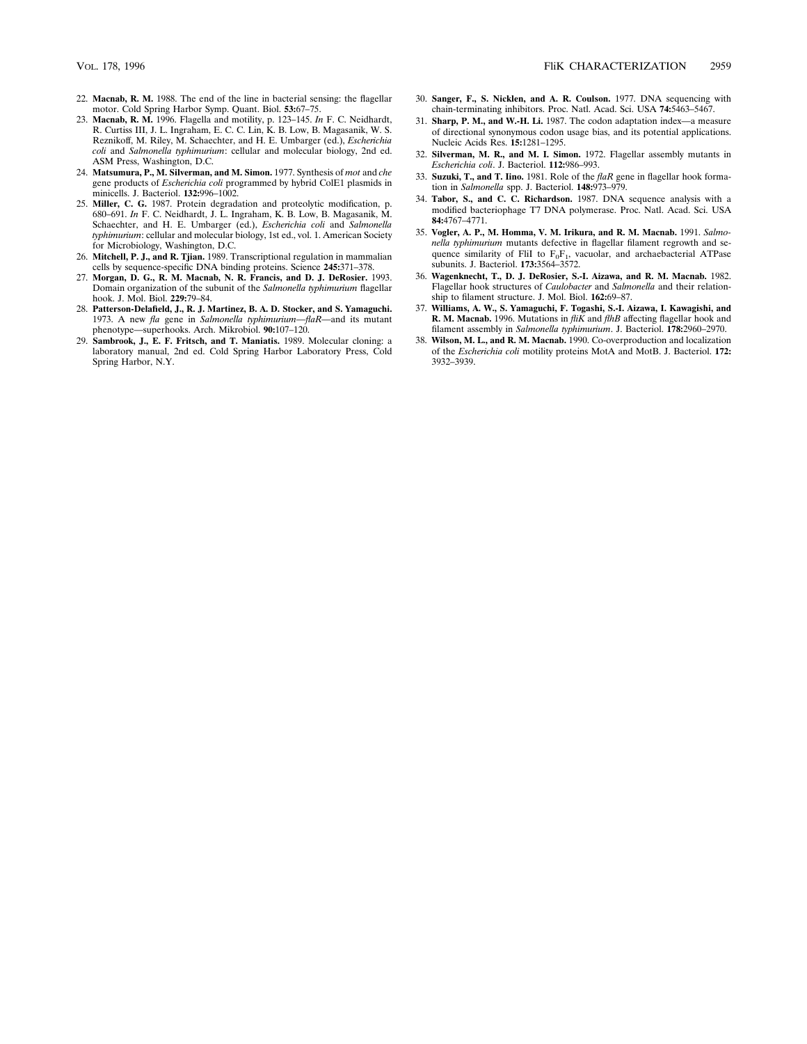22. **Macnab, R. M.** 1988. The end of the line in bacterial sensing: the flagellar motor. Cold Spring Harbor Symp. Quant. Biol. **53:**67–75.
23. **Macnab, R. M.** 1996. Flagella and motility, p. 123–145. *In* F. C. Neidhardt, R. Curtiss III, J. L. Ingraham, E. C. C. Lin, K. B. Low, B. Magasanik, W. S. Reznikoff, M. Riley, M. Schaechter, and H. E. Umbarger (ed.), *Escherichia coli* and *Salmonella typhimurium*: cellular and molecular biology, 2nd ed. ASM Press, Washington, D.C.
24. **Matsumura, P., M. Silverman, and M. Simon.** 1977. Synthesis of *mot* and *che* gene products of *Escherichia coli* programmed by hybrid ColE1 plasmids in minicells. J. Bacteriol. **132:**996–1002.
25. **Miller, C. G.** 1987. Protein degradation and proteolytic modification, p. 680–691. *In* F. C. Neidhardt, J. L. Ingraham, K. B. Low, B. Magasanik, M. Schaechter, and H. E. Umbarger (ed.), *Escherichia coli* and *Salmonella typhimurium*: cellular and molecular biology, 1st ed., vol. 1. American Society for Microbiology, Washington, D.C.
26. **Mitchell, P. J., and R. Tjian.** 1989. Transcriptional regulation in mammalian cells by sequence-specific DNA binding proteins. Science **245:**371–378.
27. **Morgan, D. G., R. M. Macnab, N. R. Francis, and D. J. DeRosier.** 1993. Domain organization of the subunit of the *Salmonella typhimurium* flagellar hook. J. Mol. Biol. **229:**79–84.
28. **Patterson-Delafield, J., R. J. Martinez, B. A. D. Stocker, and S. Yamaguchi.** 1973. A new *fla* gene in *Salmonella typhimurium*—*flaR*—and its mutant phenotype—superhooks. Arch. Mikrobiol. **90:**107–120.
29. **Sambrook, J., E. F. Fritsch, and T. Maniatis.** 1989. Molecular cloning: a laboratory manual, 2nd ed. Cold Spring Harbor Laboratory Press, Cold Spring Harbor, N.Y.
30. **Sanger, F., S. Nicklen, and A. R. Coulson.** 1977. DNA sequencing with chain-terminating inhibitors. Proc. Natl. Acad. Sci. USA **74:**5463–5467.
31. **Sharp, P. M., and W.-H. Li.** 1987. The codon adaptation index—a measure of directional synonymous codon usage bias, and its potential applications. Nucleic Acids Res. **15:**1281–1295.
32. **Silverman, M. R., and M. I. Simon.** 1972. Flagellar assembly mutants in *Escherichia coli*. J. Bacteriol. **112:**986–993.
33. **Suzuki, T., and T. Iino.** 1981. Role of the *flaR* gene in flagellar hook formation in *Salmonella* spp. J. Bacteriol. **148:**973–979.
34. **Tabor, S., and C. C. Richardson.** 1987. DNA sequence analysis with a modified bacteriophage T7 DNA polymerase. Proc. Natl. Acad. Sci. USA **84:**4767–4771.
35. **Vogler, A. P., M. Homma, V. M. Irikura, and R. M. Macnab.** 1991. *Salmonella typhimurium* mutants defective in flagellar filament regrowth and sequence similarity of FliI to $F_0F_1$, vacuolar, and archaebacterial ATPase subunits. J. Bacteriol. **173:**3564–3572.
36. **Wagenknecht, T., D. J. DeRosier, S.-I. Aizawa, and R. M. Macnab.** 1982. Flagellar hook structures of *Caulobacter* and *Salmonella* and their relationship to filament structure. J. Mol. Biol. **162:**69–87.
37. **Williams, A. W., S. Yamaguchi, F. Togashi, S.-I. Aizawa, I. Kawagishi, and R. M. Macnab.** 1996. Mutations in *fliK* and *flhB* affecting flagellar hook and filament assembly in *Salmonella typhimurium*. J. Bacteriol. **178:**2960–2970.
38. **Wilson, M. L., and R. M. Macnab.** 1990. Co-overproduction and localization of the *Escherichia coli* motility proteins MotA and MotB. J. Bacteriol. **172:** 3932–3939.